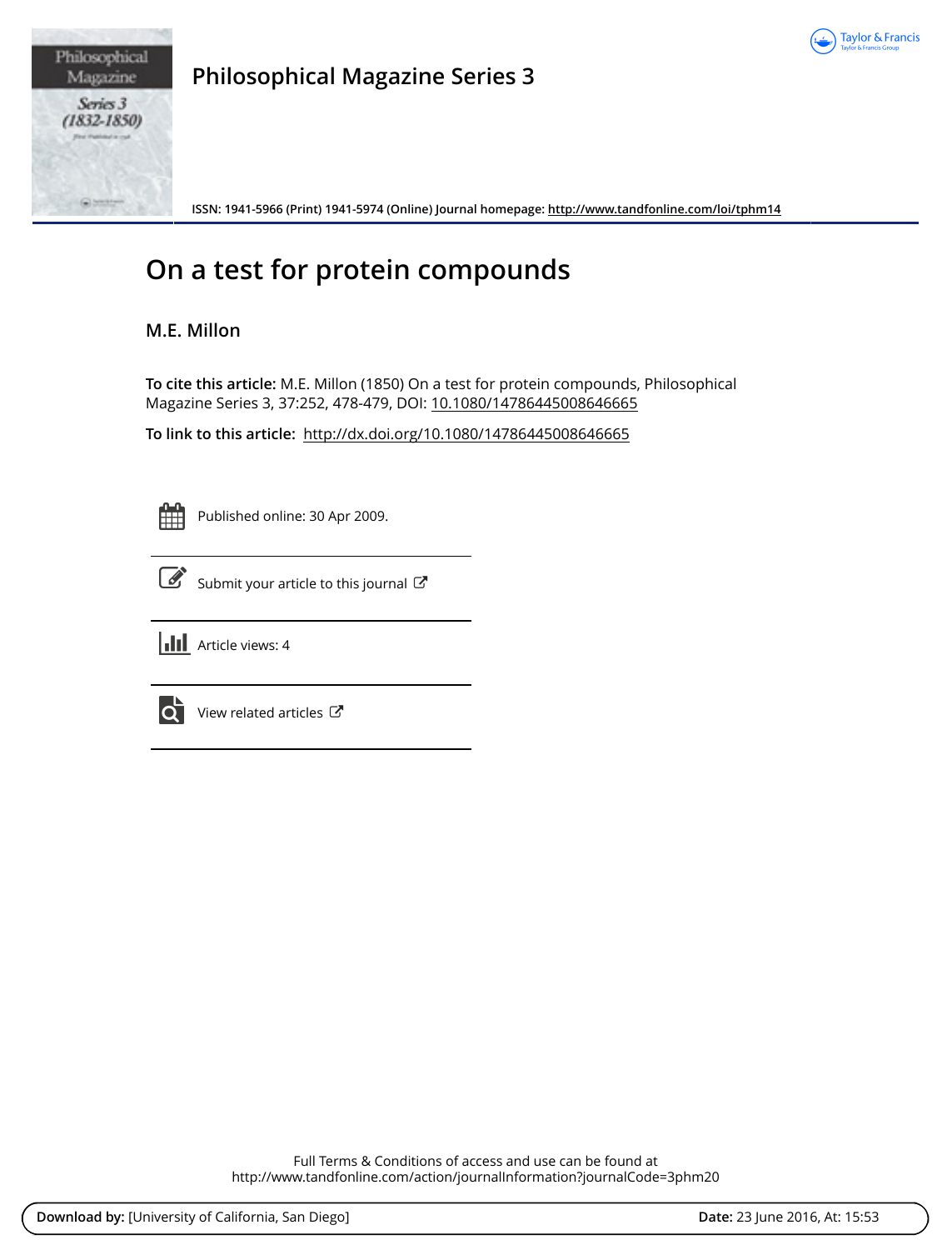# Philosophical Magazine Series 3

ISSN: 1941-5966 (Print) 1941-5974 (Online) Journal homepage: http://www.tandfonline.com/loi/tphm14

# On a test for protein compounds

## M.E. Millon

**To cite this article:** M.E. Millon (1850) On a test for protein compounds, Philosophical Magazine Series 3, 37:252, 478-479, DOI: 10.1080/14786445008646665

**To link to this article:** http://dx.doi.org/10.1080/14786445008646665

Published online: 30 Apr 2009.

Submit your article to this journal

Article views: 4

View related articles

Full Terms & Conditions of access and use can be found at
http://www.tandfonline.com/action/journalInformation?journalCode=3phm20

**Download by:** [University of California, San Diego] **Date:** 23 June 2016, At: 15:53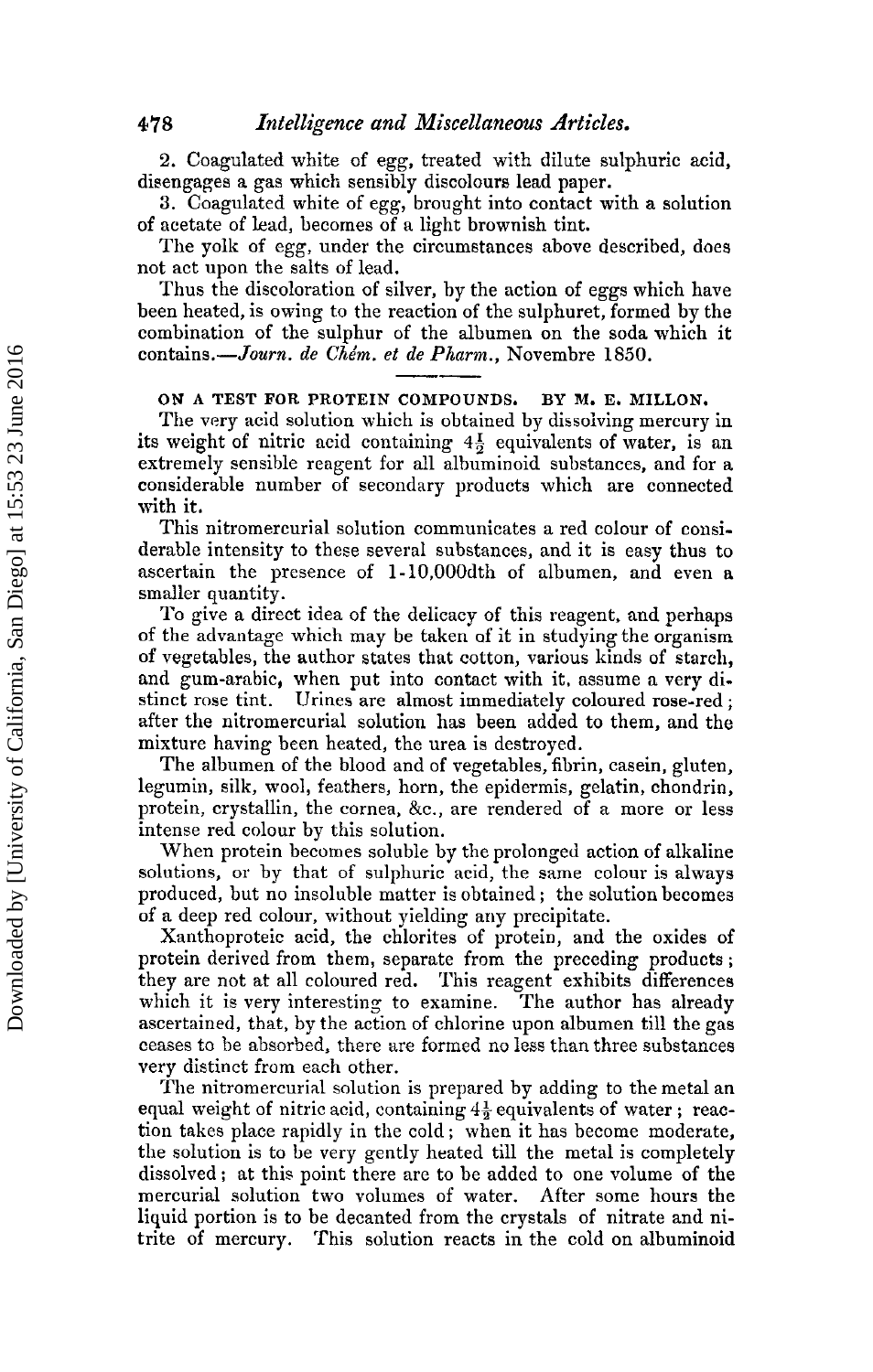2. Coagulated white of egg, treated with dilute sulphuric acid, disengages a gas which sensibly discolours lead paper.

3. Coagulated white of egg, brought into contact with a solution of acetate of lead, becomes of a light brownish tint.

The yolk of egg, under the circumstances above described, does not act upon the salts of lead.

Thus the discoloration of silver, by the action of eggs which have been heated, is owing to the reaction of the sulphuret, formed by the combination of the sulphur of the albumen on the soda which it contains.—*Journ. de Chém. et de Pharm.*, Novembre 1850.

## ON A TEST FOR PROTEIN COMPOUNDS. BY M. E. MILLON.

The very acid solution which is obtained by dissolving mercury in its weight of nitric acid containing $4\frac{1}{2}$ equivalents of water, is an extremely sensible reagent for all albuminoid substances, and for a considerable number of secondary products which are connected with it.

This nitromercurial solution communicates a red colour of considerable intensity to these several substances, and it is easy thus to ascertain the presence of 1-10,000dth of albumen, and even a smaller quantity.

To give a direct idea of the delicacy of this reagent, and perhaps of the advantage which may be taken of it in studying the organism of vegetables, the author states that cotton, various kinds of starch, and gum-arabic, when put into contact with it, assume a very distinct rose tint. Urines are almost immediately coloured rose-red; after the nitromercurial solution has been added to them, and the mixture having been heated, the urea is destroyed.

The albumen of the blood and of vegetables, fibrin, casein, gluten, legumin, silk, wool, feathers, horn, the epidermis, gelatin, chondrin, protein, crystallin, the cornea, &c., are rendered of a more or less intense red colour by this solution.

When protein becomes soluble by the prolonged action of alkaline solutions, or by that of sulphuric acid, the same colour is always produced, but no insoluble matter is obtained; the solution becomes of a deep red colour, without yielding any precipitate.

Xanthoproteic acid, the chlorites of protein, and the oxides of protein derived from them, separate from the preceding products; they are not at all coloured red. This reagent exhibits differences which it is very interesting to examine. The author has already ascertained, that, by the action of chlorine upon albumen till the gas ceases to be absorbed, there are formed no less than three substances very distinct from each other.

The nitromercurial solution is prepared by adding to the metal an equal weight of nitric acid, containing $4\frac{1}{2}$ equivalents of water; reaction takes place rapidly in the cold; when it has become moderate, the solution is to be very gently heated till the metal is completely dissolved; at this point there are to be added to one volume of the mercurial solution two volumes of water. After some hours the liquid portion is to be decanted from the crystals of nitrate and nitrite of mercury. This solution reacts in the cold on albuminoid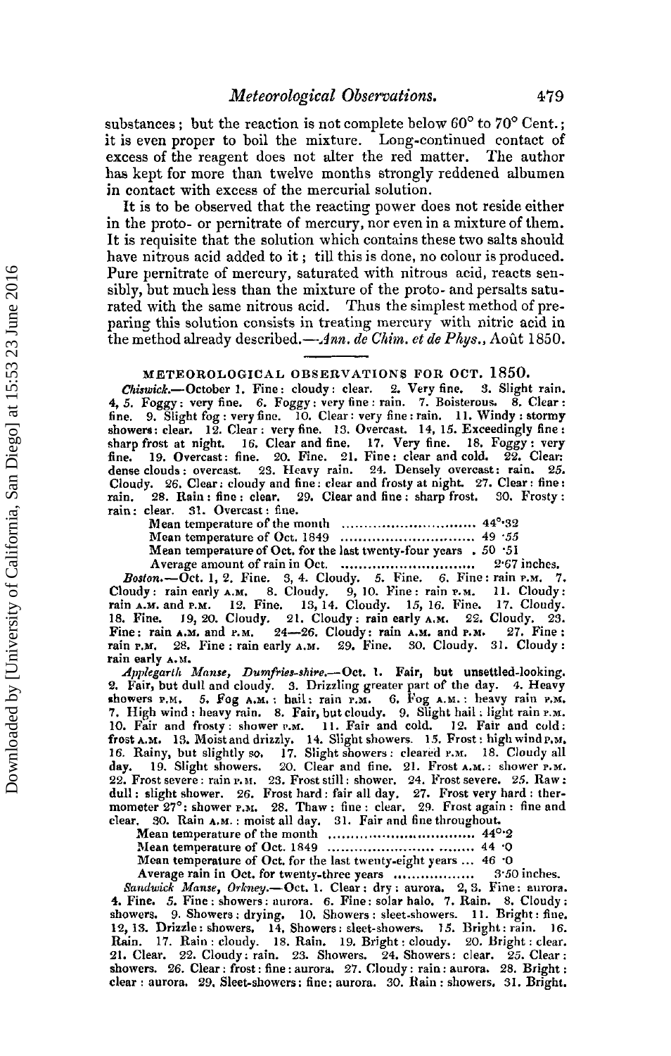substances; but the reaction is not complete below 60° to 70° Cent.; it is even proper to boil the mixture. Long-continued contact of excess of the reagent does not alter the red matter. The author has kept for more than twelve months strongly reddened albumen in contact with excess of the mercurial solution.

It is to be observed that the reacting power does not reside either in the proto- or pernitrate of mercury, nor even in a mixture of them. It is requisite that the solution which contains these two salts should have nitrous acid added to it; till this is done, no colour is produced. Pure pernitrate of mercury, saturated with nitrous acid, reacts sensibly, but much less than the mixture of the proto- and persalts saturated with the same nitrous acid. Thus the simplest method of preparing this solution consists in treating mercury with nitric acid in the method already described.—*Ann. de Chim. et de Phys.*, Août 1850.

## METEOROLOGICAL OBSERVATIONS FOR OCT. 1850.

*Chiswick.*—October 1. Fine: cloudy: clear. 2. Very fine. 3. Slight rain. 4, 5. Foggy: very fine. 6. Foggy: very fine: rain. 7. Boisterous. 8. Clear: fine. 9. Slight fog: very fine. 10. Clear: very fine: rain. 11. Windy: stormy showers: clear. 12. Clear: very fine. 13. Overcast. 14, 15. Exceedingly fine: sharp frost at night. 16. Clear and fine. 17. Very fine. 18. Foggy: very fine. 19. Overcast: fine. 20. Fine. 21. Fine: clear and cold. 22. Clear: dense clouds: overcast. 23. Heavy rain. 24. Densely overcast: rain. 25. Cloudy. 26. Clear: cloudy and fine: clear and frosty at night. 27. Clear: fine: rain. 28. Rain: fine: clear. 29. Clear and fine: sharp frost. 30. Frosty: rain: clear. 31. Overcast: fine.

Mean temperature of the month .............................. 44°·32
Mean temperature of Oct. 1849 .............................. 49 ·55
Mean temperature of Oct. for the last twenty-four years . 50 ·51
Average amount of rain in Oct. .............................. 2·67 inches.

*Boston.*—Oct. 1, 2. Fine. 3, 4. Cloudy. 5. Fine. 6. Fine: rain P.M. 7. Cloudy: rain early A.M. 8. Cloudy. 9, 10. Fine: rain P.M. 11. Cloudy: rain A.M. and P.M. 12. Fine. 13, 14. Cloudy. 15, 16. Fine. 17. Cloudy. 18. Fine. 19, 20. Cloudy. 21. Cloudy: rain early A.M. 22. Cloudy. 23. Fine: rain A.M. and P.M. 24—26. Cloudy: rain A.M. and P.M. 27. Fine: rain P.M. 28. Fine: rain early A.M. 29. Fine. 30. Cloudy. 31. Cloudy: rain early A.M.

*Applegarth Manse, Dumfries-shire.*—Oct. 1. Fair, but unsettled-looking. 2. Fair, but dull and cloudy. 3. Drizzling greater part of the day. 4. Heavy showers P.M. 5. Fog A.M.: hail: rain P.M. 6. Fog A.M.: heavy rain P.M. 7. High wind: heavy rain. 8. Fair, but cloudy. 9. Slight hail: light rain P.M. 10. Fair and frosty: shower P.M. 11. Fair and cold. 12. Fair and cold: frost A.M. 13. Moist and drizzly. 14. Slight showers. 15. Frost: high wind P.M. 16. Rainy, but slightly so. 17. Slight showers: cleared P.M. 18. Cloudy all day. 19. Slight showers. 20. Clear and fine. 21. Frost A.M.: shower P.M. 22. Frost severe: rain P.M. 23. Frost still: shower. 24. Frost severe. 25. Raw: dull: slight shower. 26. Frost hard: fair all day. 27. Frost very hard: thermometer 27°: shower P.M. 28. Thaw: fine: clear. 29. Frost again: fine and clear. 30. Rain A.M.: moist all day. 31. Fair and fine throughout.

Mean temperature of the month .............................. 44°·2
Mean temperature of Oct. 1849 .............................. 44 ·0
Mean temperature of Oct. for the last twenty-eight years ... 46 ·0
Average rain in Oct. for twenty-three years .................. 3·50 inches.

*Sandwick Manse, Orkney.*—Oct. 1. Clear: dry: aurora. 2, 3. Fine: aurora. 4. Fine. 5. Fine: showers: aurora. 6. Fine: solar halo. 7. Rain. 8. Cloudy: showers. 9. Showers: drying. 10. Showers: sleet-showers. 11. Bright: fine. 12, 13. Drizzle: showers. 14. Showers: sleet-showers. 15. Bright: rain. 16. Rain. 17. Rain: cloudy. 18. Rain. 19. Bright: cloudy. 20. Bright: clear. 21. Clear. 22. Cloudy: rain. 23. Showers. 24. Showers: clear. 25. Clear: showers. 26. Clear: frost: fine: aurora. 27. Cloudy: rain: aurora. 28. Bright: clear: aurora. 29. Sleet-showers: fine: aurora. 30. Rain: showers. 31. Bright.